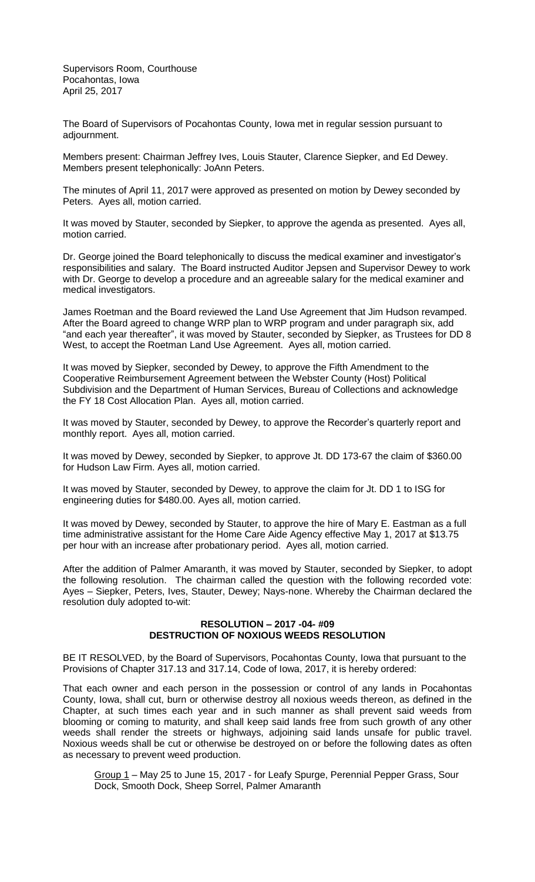Supervisors Room, Courthouse
Pocahontas, Iowa
April 25, 2017

The Board of Supervisors of Pocahontas County, Iowa met in regular session pursuant to adjournment.

Members present: Chairman Jeffrey Ives, Louis Stauter, Clarence Siepker, and Ed Dewey. Members present telephonically: JoAnn Peters.

The minutes of April 11, 2017 were approved as presented on motion by Dewey seconded by Peters. Ayes all, motion carried.

It was moved by Stauter, seconded by Siepker, to approve the agenda as presented. Ayes all, motion carried.

Dr. George joined the Board telephonically to discuss the medical examiner and investigator's responsibilities and salary. The Board instructed Auditor Jepsen and Supervisor Dewey to work with Dr. George to develop a procedure and an agreeable salary for the medical examiner and medical investigators.

James Roetman and the Board reviewed the Land Use Agreement that Jim Hudson revamped. After the Board agreed to change WRP plan to WRP program and under paragraph six, add "and each year thereafter", it was moved by Stauter, seconded by Siepker, as Trustees for DD 8 West, to accept the Roetman Land Use Agreement. Ayes all, motion carried.

It was moved by Siepker, seconded by Dewey, to approve the Fifth Amendment to the Cooperative Reimbursement Agreement between the Webster County (Host) Political Subdivision and the Department of Human Services, Bureau of Collections and acknowledge the FY 18 Cost Allocation Plan. Ayes all, motion carried.

It was moved by Stauter, seconded by Dewey, to approve the Recorder's quarterly report and monthly report. Ayes all, motion carried.

It was moved by Dewey, seconded by Siepker, to approve Jt. DD 173-67 the claim of $360.00 for Hudson Law Firm. Ayes all, motion carried.

It was moved by Stauter, seconded by Dewey, to approve the claim for Jt. DD 1 to ISG for engineering duties for $480.00. Ayes all, motion carried.

It was moved by Dewey, seconded by Stauter, to approve the hire of Mary E. Eastman as a full time administrative assistant for the Home Care Aide Agency effective May 1, 2017 at $13.75 per hour with an increase after probationary period. Ayes all, motion carried.

After the addition of Palmer Amaranth, it was moved by Stauter, seconded by Siepker, to adopt the following resolution. The chairman called the question with the following recorded vote: Ayes – Siepker, Peters, Ives, Stauter, Dewey; Nays-none. Whereby the Chairman declared the resolution duly adopted to-wit:

**RESOLUTION – 2017 -04- #09**
**DESTRUCTION OF NOXIOUS WEEDS RESOLUTION**

BE IT RESOLVED, by the Board of Supervisors, Pocahontas County, Iowa that pursuant to the Provisions of Chapter 317.13 and 317.14, Code of Iowa, 2017, it is hereby ordered:

That each owner and each person in the possession or control of any lands in Pocahontas County, Iowa, shall cut, burn or otherwise destroy all noxious weeds thereon, as defined in the Chapter, at such times each year and in such manner as shall prevent said weeds from blooming or coming to maturity, and shall keep said lands free from such growth of any other weeds shall render the streets or highways, adjoining said lands unsafe for public travel. Noxious weeds shall be cut or otherwise be destroyed on or before the following dates as often as necessary to prevent weed production.

Group 1 – May 25 to June 15, 2017 - for Leafy Spurge, Perennial Pepper Grass, Sour Dock, Smooth Dock, Sheep Sorrel, Palmer Amaranth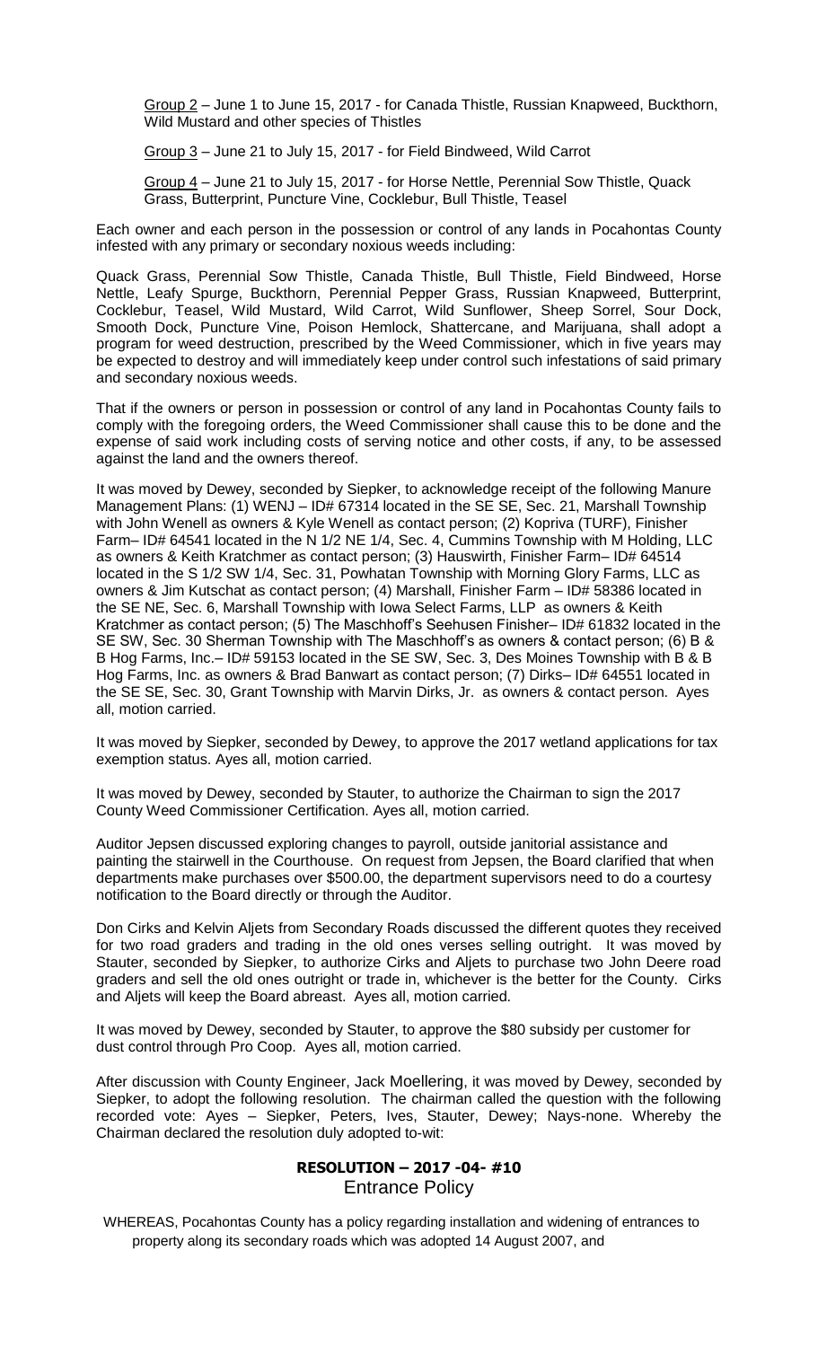Group 2 – June 1 to June 15, 2017 - for Canada Thistle, Russian Knapweed, Buckthorn, Wild Mustard and other species of Thistles

Group 3 – June 21 to July 15, 2017 - for Field Bindweed, Wild Carrot

Group 4 – June 21 to July 15, 2017 - for Horse Nettle, Perennial Sow Thistle, Quack Grass, Butterprint, Puncture Vine, Cocklebur, Bull Thistle, Teasel

Each owner and each person in the possession or control of any lands in Pocahontas County infested with any primary or secondary noxious weeds including:

Quack Grass, Perennial Sow Thistle, Canada Thistle, Bull Thistle, Field Bindweed, Horse Nettle, Leafy Spurge, Buckthorn, Perennial Pepper Grass, Russian Knapweed, Butterprint, Cocklebur, Teasel, Wild Mustard, Wild Carrot, Wild Sunflower, Sheep Sorrel, Sour Dock, Smooth Dock, Puncture Vine, Poison Hemlock, Shattercane, and Marijuana, shall adopt a program for weed destruction, prescribed by the Weed Commissioner, which in five years may be expected to destroy and will immediately keep under control such infestations of said primary and secondary noxious weeds.

That if the owners or person in possession or control of any land in Pocahontas County fails to comply with the foregoing orders, the Weed Commissioner shall cause this to be done and the expense of said work including costs of serving notice and other costs, if any, to be assessed against the land and the owners thereof.

It was moved by Dewey, seconded by Siepker, to acknowledge receipt of the following Manure Management Plans: (1) WENJ – ID# 67314 located in the SE SE, Sec. 21, Marshall Township with John Wenell as owners & Kyle Wenell as contact person; (2) Kopriva (TURF), Finisher Farm– ID# 64541 located in the N 1/2 NE 1/4, Sec. 4, Cummins Township with M Holding, LLC as owners & Keith Kratchmer as contact person; (3) Hauswirth, Finisher Farm– ID# 64514 located in the S 1/2 SW 1/4, Sec. 31, Powhatan Township with Morning Glory Farms, LLC as owners & Jim Kutschat as contact person; (4) Marshall, Finisher Farm – ID# 58386 located in the SE NE, Sec. 6, Marshall Township with Iowa Select Farms, LLP as owners & Keith Kratchmer as contact person; (5) The Maschhoff's Seehusen Finisher– ID# 61832 located in the SE SW, Sec. 30 Sherman Township with The Maschhoff's as owners & contact person; (6) B & B Hog Farms, Inc.– ID# 59153 located in the SE SW, Sec. 3, Des Moines Township with B & B Hog Farms, Inc. as owners & Brad Banwart as contact person; (7) Dirks– ID# 64551 located in the SE SE, Sec. 30, Grant Township with Marvin Dirks, Jr. as owners & contact person. Ayes all, motion carried.

It was moved by Siepker, seconded by Dewey, to approve the 2017 wetland applications for tax exemption status. Ayes all, motion carried.

It was moved by Dewey, seconded by Stauter, to authorize the Chairman to sign the 2017 County Weed Commissioner Certification. Ayes all, motion carried.

Auditor Jepsen discussed exploring changes to payroll, outside janitorial assistance and painting the stairwell in the Courthouse. On request from Jepsen, the Board clarified that when departments make purchases over $500.00, the department supervisors need to do a courtesy notification to the Board directly or through the Auditor.

Don Cirks and Kelvin Aljets from Secondary Roads discussed the different quotes they received for two road graders and trading in the old ones verses selling outright. It was moved by Stauter, seconded by Siepker, to authorize Cirks and Aljets to purchase two John Deere road graders and sell the old ones outright or trade in, whichever is the better for the County. Cirks and Aljets will keep the Board abreast. Ayes all, motion carried.

It was moved by Dewey, seconded by Stauter, to approve the $80 subsidy per customer for dust control through Pro Coop. Ayes all, motion carried.

After discussion with County Engineer, Jack Moellering, it was moved by Dewey, seconded by Siepker, to adopt the following resolution. The chairman called the question with the following recorded vote: Ayes – Siepker, Peters, Ives, Stauter, Dewey; Nays-none. Whereby the Chairman declared the resolution duly adopted to-wit:

## RESOLUTION – 2017 -04- #10
## Entrance Policy

WHEREAS, Pocahontas County has a policy regarding installation and widening of entrances to property along its secondary roads which was adopted 14 August 2007, and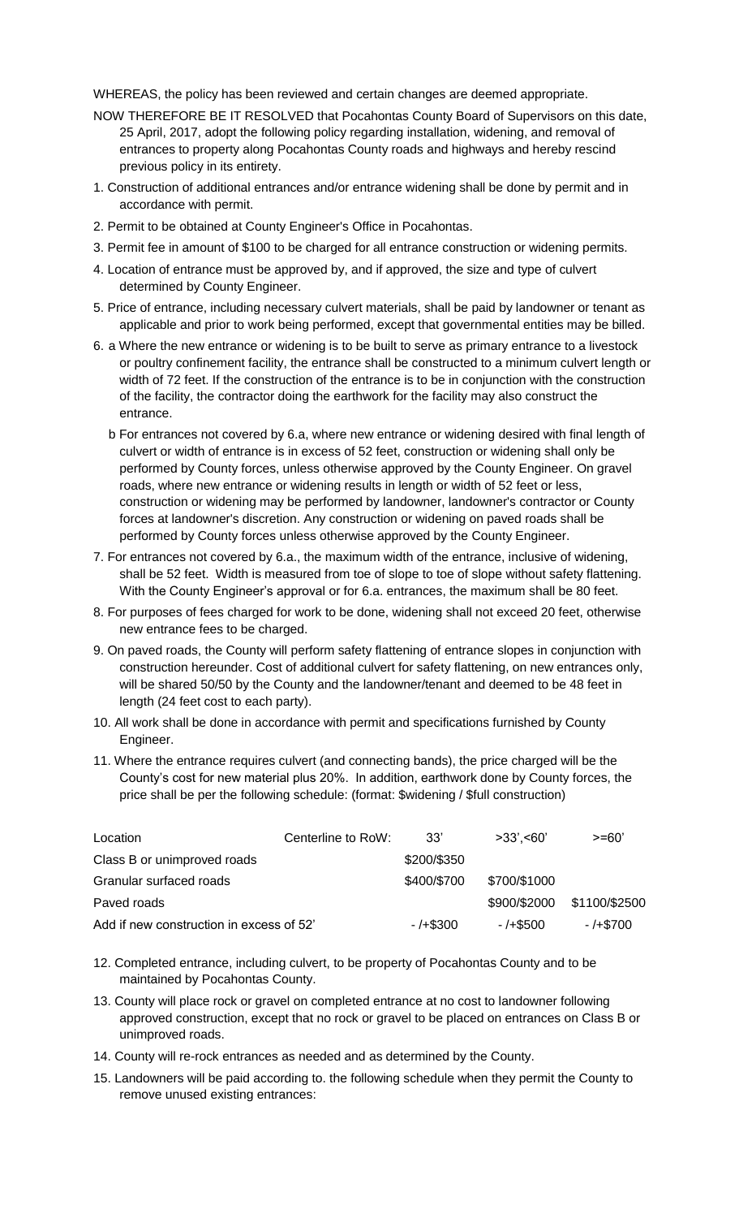WHEREAS, the policy has been reviewed and certain changes are deemed appropriate.

NOW THEREFORE BE IT RESOLVED that Pocahontas County Board of Supervisors on this date, 25 April, 2017, adopt the following policy regarding installation, widening, and removal of entrances to property along Pocahontas County roads and highways and hereby rescind previous policy in its entirety.

1. Construction of additional entrances and/or entrance widening shall be done by permit and in accordance with permit.
2. Permit to be obtained at County Engineer's Office in Pocahontas.
3. Permit fee in amount of $100 to be charged for all entrance construction or widening permits.
4. Location of entrance must be approved by, and if approved, the size and type of culvert determined by County Engineer.
5. Price of entrance, including necessary culvert materials, shall be paid by landowner or tenant as applicable and prior to work being performed, except that governmental entities may be billed.
6. a Where the new entrance or widening is to be built to serve as primary entrance to a livestock or poultry confinement facility, the entrance shall be constructed to a minimum culvert length or width of 72 feet. If the construction of the entrance is to be in conjunction with the construction of the facility, the contractor doing the earthwork for the facility may also construct the entrance.

   b For entrances not covered by 6.a, where new entrance or widening desired with final length of culvert or width of entrance is in excess of 52 feet, construction or widening shall only be performed by County forces, unless otherwise approved by the County Engineer. On gravel roads, where new entrance or widening results in length or width of 52 feet or less, construction or widening may be performed by landowner, landowner's contractor or County forces at landowner's discretion. Any construction or widening on paved roads shall be performed by County forces unless otherwise approved by the County Engineer.
7. For entrances not covered by 6.a., the maximum width of the entrance, inclusive of widening, shall be 52 feet. Width is measured from toe of slope to toe of slope without safety flattening. With the County Engineer's approval or for 6.a. entrances, the maximum shall be 80 feet.
8. For purposes of fees charged for work to be done, widening shall not exceed 20 feet, otherwise new entrance fees to be charged.
9. On paved roads, the County will perform safety flattening of entrance slopes in conjunction with construction hereunder. Cost of additional culvert for safety flattening, on new entrances only, will be shared 50/50 by the County and the landowner/tenant and deemed to be 48 feet in length (24 feet cost to each party).
10. All work shall be done in accordance with permit and specifications furnished by County Engineer.
11. Where the entrance requires culvert (and connecting bands), the price charged will be the County's cost for new material plus 20%. In addition, earthwork done by County forces, the price shall be per the following schedule: (format: $widening / $full construction)

| Location | Centerline to RoW: | 33' | >33',<60' | >=60' |
|---|---|---|---|---|
| Class B or unimproved roads | | $200/$350 | | |
| Granular surfaced roads | | $400/$700 | $700/$1000 | |
| Paved roads | | | $900/$2000 | $1100/$2500 |
| Add if new construction in excess of 52' | | - /+$300 | - /+$500 | - /+$700 |

12. Completed entrance, including culvert, to be property of Pocahontas County and to be maintained by Pocahontas County.
13. County will place rock or gravel on completed entrance at no cost to landowner following approved construction, except that no rock or gravel to be placed on entrances on Class B or unimproved roads.
14. County will re-rock entrances as needed and as determined by the County.
15. Landowners will be paid according to. the following schedule when they permit the County to remove unused existing entrances: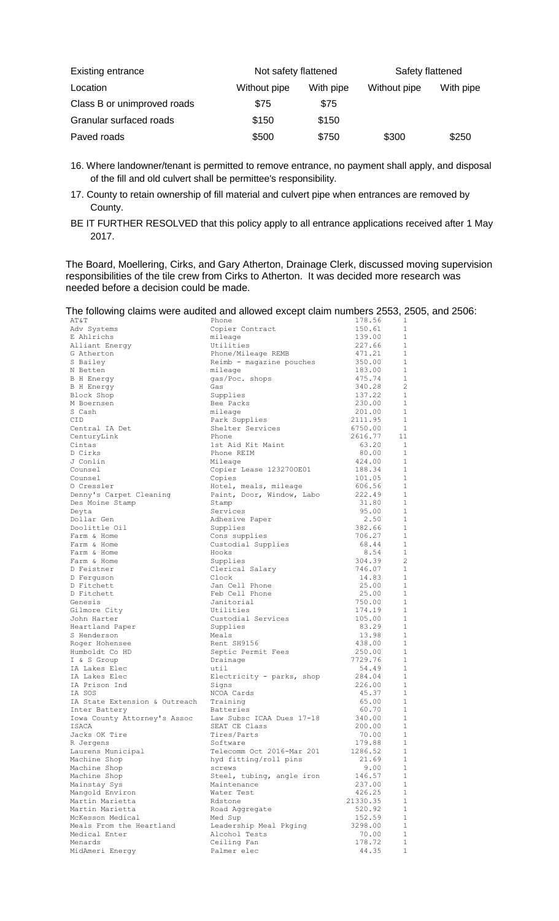| Existing entrance | Not safety flattened | | Safety flattened | |
|---|---|---|---|---|
| Location | Without pipe | With pipe | Without pipe | With pipe |
| Class B or unimproved roads | $75 | $75 | | |
| Granular surfaced roads | $150 | $150 | | |
| Paved roads | $500 | $750 | $300 | $250 |

16. Where landowner/tenant is permitted to remove entrance, no payment shall apply, and disposal of the fill and old culvert shall be permittee's responsibility.

17. County to retain ownership of fill material and culvert pipe when entrances are removed by County.

BE IT FURTHER RESOLVED that this policy apply to all entrance applications received after 1 May 2017.

The Board, Moellering, Cirks, and Gary Atherton, Drainage Clerk, discussed moving supervision responsibilities of the tile crew from Cirks to Atherton. It was decided more research was needed before a decision could be made.

The following claims were audited and allowed except claim numbers 2553, 2505, and 2506:

| | | | |
|---|---|---|---|
| AT&T | Phone | 178.56 | 1 |
| Adv Systems | Copier Contract | 150.61 | 1 |
| E Ahlrichs | mileage | 139.00 | 1 |
| Alliant Energy | Utilities | 227.66 | 1 |
| G Atherton | Phone/Mileage REMB | 471.21 | 1 |
| S Bailey | Reimb - magazine pouches | 350.00 | 1 |
| N Betten | mileage | 183.00 | 1 |
| B H Energy | gas/Poc. shops | 475.74 | 1 |
| B H Energy | Gas | 340.28 | 2 |
| Block Shop | Supplies | 137.22 | 1 |
| M Boernsen | Bee Packs | 230.00 | 1 |
| S Cash | mileage | 201.00 | 1 |
| CID | Park Supplies | 2111.95 | 1 |
| Central IA Det | Shelter Services | 6750.00 | 1 |
| CenturyLink | Phone | 2616.77 | 11 |
| Cintas | 1st Aid Kit Maint | 63.20 | 1 |
| D Cirks | Phone REIM | 80.00 | 1 |
| J Conlin | Mileage | 424.00 | 1 |
| Counsel | Copier Lease 1232700E01 | 188.34 | 1 |
| Counsel | Copies | 101.05 | 1 |
| O Cressler | Hotel, meals, mileage | 606.56 | 1 |
| Denny's Carpet Cleaning | Paint, Door, Window, Labo | 222.49 | 1 |
| Des Moine Stamp | Stamp | 31.80 | 1 |
| Deyta | Services | 95.00 | 1 |
| Dollar Gen | Adhesive Paper | 2.50 | 1 |
| Doolittle Oil | Supplies | 382.66 | 1 |
| Farm & Home | Cons supplies | 706.27 | 1 |
| Farm & Home | Custodial Supplies | 68.44 | 1 |
| Farm & Home | Hooks | 8.54 | 1 |
| Farm & Home | Supplies | 304.39 | 2 |
| D Feistner | Clerical Salary | 746.07 | 1 |
| D Ferguson | Clock | 14.83 | 1 |
| D Fitchett | Jan Cell Phone | 25.00 | 1 |
| D Fitchett | Feb Cell Phone | 25.00 | 1 |
| Genesis | Janitorial | 750.00 | 1 |
| Gilmore City | Utilities | 174.19 | 1 |
| John Harter | Custodial Services | 105.00 | 1 |
| Heartland Paper | Supplies | 83.29 | 1 |
| S Henderson | Meals | 13.98 | 1 |
| Roger Hohensee | Rent SH9156 | 438.00 | 1 |
| Humboldt Co HD | Septic Permit Fees | 250.00 | 1 |
| I & S Group | Drainage | 7729.76 | 1 |
| IA Lakes Elec | util | 54.49 | 1 |
| IA Lakes Elec | Electricity - parks, shop | 284.04 | 1 |
| IA Prison Ind | Signs | 226.00 | 1 |
| IA SOS | NCOA Cards | 45.37 | 1 |
| IA State Extension & Outreach | Training | 65.00 | 1 |
| Inter Battery | Batteries | 60.70 | 1 |
| Iowa County Attorney's Assoc | Law Subsc ICAA Dues 17-18 | 340.00 | 1 |
| ISACA | SEAT CE Class | 200.00 | 1 |
| Jacks OK Tire | Tires/Parts | 70.00 | 1 |
| R Jergens | Software | 179.88 | 1 |
| Laurens Municipal | Telecomm Oct 2016-Mar 201 | 1286.52 | 1 |
| Machine Shop | hyd fitting/roll pins | 21.69 | 1 |
| Machine Shop | screws | 9.00 | 1 |
| Machine Shop | Steel, tubing, angle iron | 146.57 | 1 |
| Mainstay Sys | Maintenance | 237.00 | 1 |
| Mangold Environ | Water Test | 426.25 | 1 |
| Martin Marietta | Rdstone | 21330.35 | 1 |
| Martin Marietta | Road Aggregate | 520.92 | 1 |
| McKesson Medical | Med Sup | 152.59 | 1 |
| Meals From the Heartland | Leadership Meal Pkging | 3298.00 | 1 |
| Medical Enter | Alcohol Tests | 70.00 | 1 |
| Menards | Ceiling Fan | 178.72 | 1 |
| MidAmeri Energy | Palmer elec | 44.35 | 1 |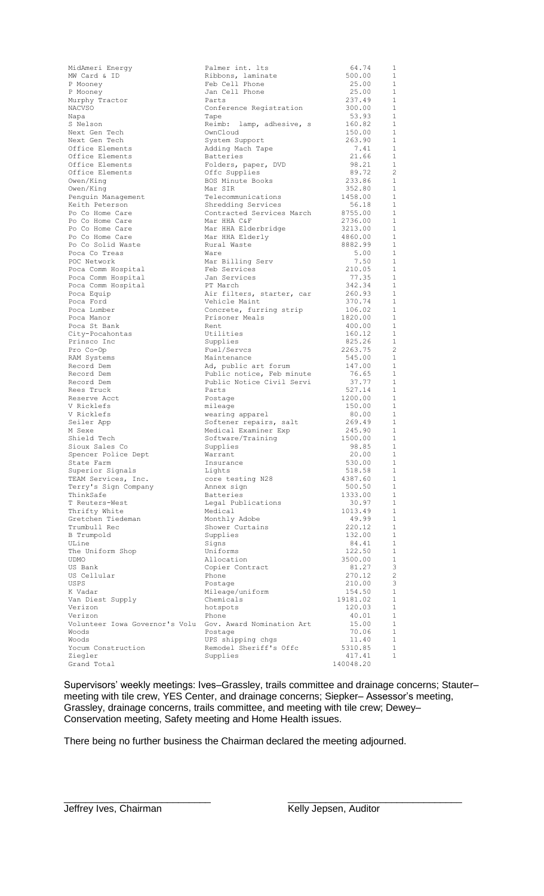| | | | |
|---|---|---|---|
| MidAmeri Energy | Palmer int. lts | 64.74 | 1 |
| MW Card & ID | Ribbons, laminate | 500.00 | 1 |
| P Mooney | Feb Cell Phone | 25.00 | 1 |
| P Mooney | Jan Cell Phone | 25.00 | 1 |
| Murphy Tractor | Parts | 237.49 | 1 |
| NACVSO | Conference Registration | 300.00 | 1 |
| Napa | Tape | 53.93 | 1 |
| S Nelson | Reimb: lamp, adhesive, s | 160.82 | 1 |
| Next Gen Tech | OwnCloud | 150.00 | 1 |
| Next Gen Tech | System Support | 263.90 | 1 |
| Office Elements | Adding Mach Tape | 7.41 | 1 |
| Office Elements | Batteries | 21.66 | 1 |
| Office Elements | Folders, paper, DVD | 98.21 | 1 |
| Office Elements | Offc Supplies | 89.72 | 2 |
| Owen/King | BOS Minute Books | 233.86 | 1 |
| Owen/King | Mar SIR | 352.80 | 1 |
| Penguin Management | Telecommunications | 1458.00 | 1 |
| Keith Peterson | Shredding Services | 56.18 | 1 |
| Po Co Home Care | Contracted Services March | 8755.00 | 1 |
| Po Co Home Care | Mar HHA C&F | 2736.00 | 1 |
| Po Co Home Care | Mar HHA Elderbridge | 3213.00 | 1 |
| Po Co Home Care | Mar HHA Elderly | 4860.00 | 1 |
| Po Co Solid Waste | Rural Waste | 8882.99 | 1 |
| Poca Co Treas | Ware | 5.00 | 1 |
| POC Network | Mar Billing Serv | 7.50 | 1 |
| Poca Comm Hospital | Feb Services | 210.05 | 1 |
| Poca Comm Hospital | Jan Services | 77.35 | 1 |
| Poca Comm Hospital | PT March | 342.34 | 1 |
| Poca Equip | Air filters, starter, car | 260.93 | 1 |
| Poca Ford | Vehicle Maint | 370.74 | 1 |
| Poca Lumber | Concrete, furring strip | 106.02 | 1 |
| Poca Manor | Prisoner Meals | 1820.00 | 1 |
| Poca St Bank | Rent | 400.00 | 1 |
| City-Pocahontas | Utilities | 160.12 | 1 |
| Prinsco Inc | Supplies | 825.26 | 1 |
| Pro Co-Op | Fuel/Servcs | 2263.75 | 2 |
| RAM Systems | Maintenance | 545.00 | 1 |
| Record Dem | Ad, public art forum | 147.00 | 1 |
| Record Dem | Public notice, Feb minute | 76.65 | 1 |
| Record Dem | Public Notice Civil Servi | 37.77 | 1 |
| Rees Truck | Parts | 527.14 | 1 |
| Reserve Acct | Postage | 1200.00 | 1 |
| V Ricklefs | mileage | 150.00 | 1 |
| V Ricklefs | wearing apparel | 80.00 | 1 |
| Seiler App | Softener repairs, salt | 269.49 | 1 |
| M Sexe | Medical Examiner Exp | 245.90 | 1 |
| Shield Tech | Software/Training | 1500.00 | 1 |
| Sioux Sales Co | Supplies | 98.85 | 1 |
| Spencer Police Dept | Warrant | 20.00 | 1 |
| State Farm | Insurance | 530.00 | 1 |
| Superior Signals | Lights | 518.58 | 1 |
| TEAM Services, Inc. | core testing N28 | 4387.60 | 1 |
| Terry's Sign Company | Annex sign | 500.50 | 1 |
| ThinkSafe | Batteries | 1333.00 | 1 |
| T Reuters-West | Legal Publications | 30.97 | 1 |
| Thrifty White | Medical | 1013.49 | 1 |
| Gretchen Tiedeman | Monthly Adobe | 49.99 | 1 |
| Trumbull Rec | Shower Curtains | 220.12 | 1 |
| B Trumpold | Supplies | 132.00 | 1 |
| ULine | Signs | 84.41 | 1 |
| The Uniform Shop | Uniforms | 122.50 | 1 |
| UDMO | Allocation | 3500.00 | 1 |
| US Bank | Copier Contract | 81.27 | 3 |
| US Cellular | Phone | 270.12 | 2 |
| USPS | Postage | 210.00 | 3 |
| K Vadar | Mileage/uniform | 154.50 | 1 |
| Van Diest Supply | Chemicals | 19181.02 | 1 |
| Verizon | hotspots | 120.03 | 1 |
| Verizon | Phone | 40.01 | 1 |
| Volunteer Iowa Governor's Volu | Gov. Award Nomination Art | 15.00 | 1 |
| Woods | Postage | 70.06 | 1 |
| Woods | UPS shipping chgs | 11.40 | 1 |
| Yocum Construction | Remodel Sheriff's Offc | 5310.85 | 1 |
| Ziegler | Supplies | 417.41 | 1 |
| Grand Total | | 140048.20 | |

Supervisors' weekly meetings: Ives–Grassley, trails committee and drainage concerns; Stauter–meeting with tile crew, YES Center, and drainage concerns; Siepker– Assessor's meeting, Grassley, drainage concerns, trails committee, and meeting with tile crew; Dewey–Conservation meeting, Safety meeting and Home Health issues.

There being no further business the Chairman declared the meeting adjourned.

\_\_\_\_\_\_\_\_\_\_\_\_\_\_\_\_\_\_\_\_\_\_\_\_\_\_\_\_ \_\_\_\_\_\_\_\_\_\_\_\_\_\_\_\_\_\_\_\_\_\_\_\_\_\_\_\_\_\_\_\_\_

Jeffrey Ives, Chairman Kelly Jepsen, Auditor